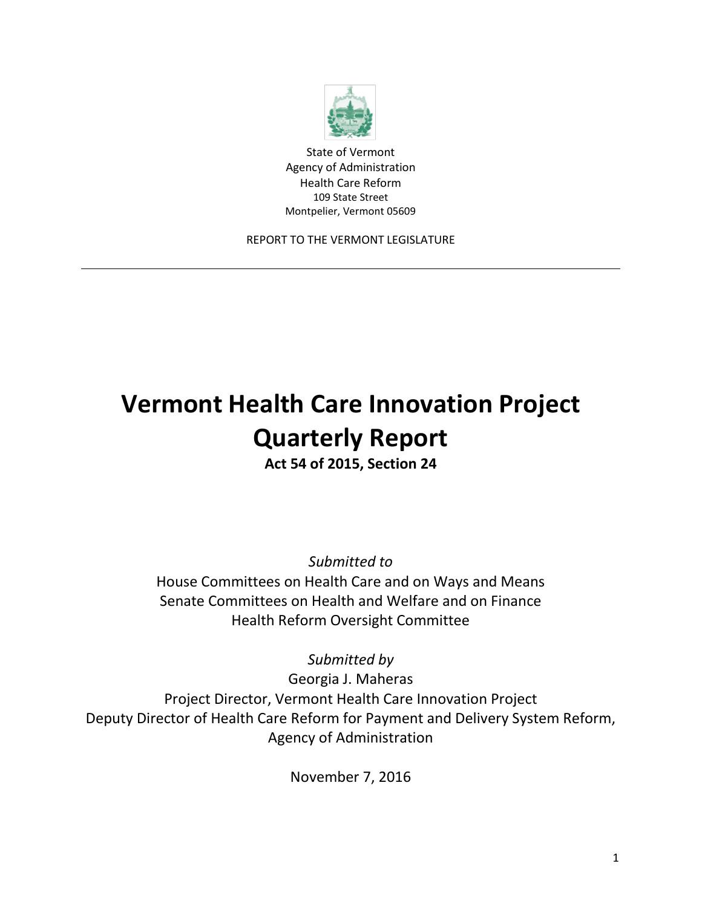State of Vermont
Agency of Administration
Health Care Reform
109 State Street
Montpelier, Vermont 05609

REPORT TO THE VERMONT LEGISLATURE

---

# Vermont Health Care Innovation Project Quarterly Report

**Act 54 of 2015, Section 24**

*Submitted to*
House Committees on Health Care and on Ways and Means
Senate Committees on Health and Welfare and on Finance
Health Reform Oversight Committee

*Submitted by*
Georgia J. Maheras
Project Director, Vermont Health Care Innovation Project
Deputy Director of Health Care Reform for Payment and Delivery System Reform, Agency of Administration

November 7, 2016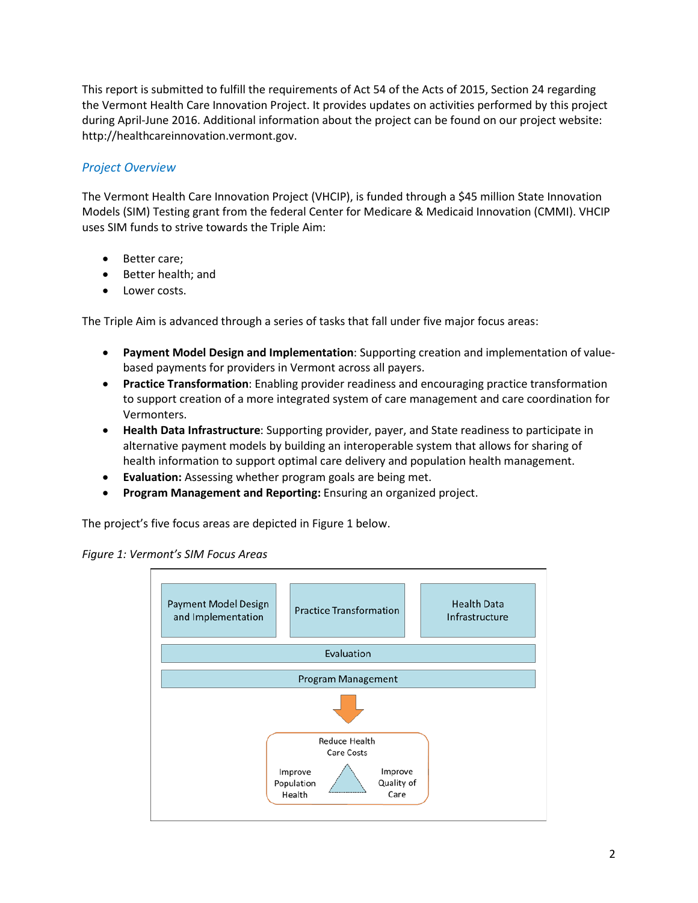This report is submitted to fulfill the requirements of Act 54 of the Acts of 2015, Section 24 regarding the Vermont Health Care Innovation Project. It provides updates on activities performed by this project during April-June 2016. Additional information about the project can be found on our project website: http://healthcareinnovation.vermont.gov.

## *Project Overview*

The Vermont Health Care Innovation Project (VHCIP), is funded through a $45 million State Innovation Models (SIM) Testing grant from the federal Center for Medicare & Medicaid Innovation (CMMI). VHCIP uses SIM funds to strive towards the Triple Aim:

- Better care;
- Better health; and
- Lower costs.

The Triple Aim is advanced through a series of tasks that fall under five major focus areas:

- **Payment Model Design and Implementation**: Supporting creation and implementation of value-based payments for providers in Vermont across all payers.
- **Practice Transformation**: Enabling provider readiness and encouraging practice transformation to support creation of a more integrated system of care management and care coordination for Vermonters.
- **Health Data Infrastructure**: Supporting provider, payer, and State readiness to participate in alternative payment models by building an interoperable system that allows for sharing of health information to support optimal care delivery and population health management.
- **Evaluation:** Assessing whether program goals are being met.
- **Program Management and Reporting:** Ensuring an organized project.

The project's five focus areas are depicted in Figure 1 below.

*Figure 1: Vermont's SIM Focus Areas*

Payment Model Design and Implementation | Practice Transformation | Health Data Infrastructure

Evaluation

Program Management

Reduce Health Care Costs

Improve Population Health

Improve Quality of Care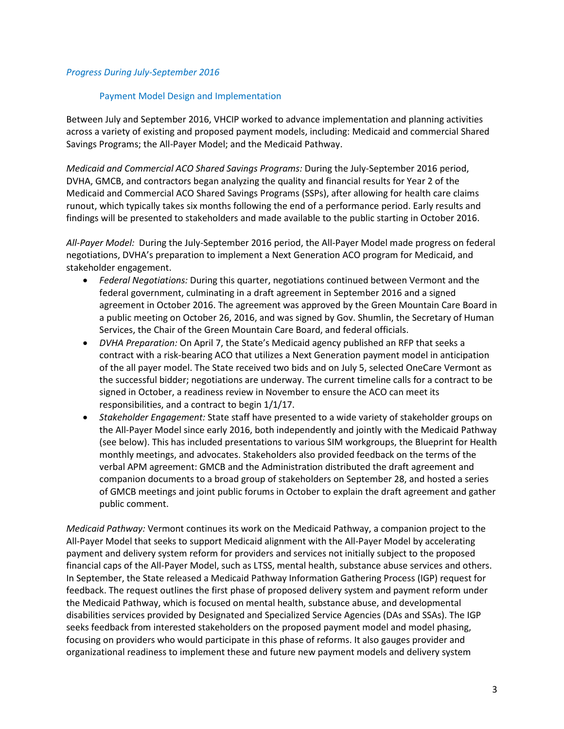*Progress During July-September 2016*

### Payment Model Design and Implementation

Between July and September 2016, VHCIP worked to advance implementation and planning activities across a variety of existing and proposed payment models, including: Medicaid and commercial Shared Savings Programs; the All-Payer Model; and the Medicaid Pathway.

*Medicaid and Commercial ACO Shared Savings Programs:* During the July-September 2016 period, DVHA, GMCB, and contractors began analyzing the quality and financial results for Year 2 of the Medicaid and Commercial ACO Shared Savings Programs (SSPs), after allowing for health care claims runout, which typically takes six months following the end of a performance period. Early results and findings will be presented to stakeholders and made available to the public starting in October 2016.

*All-Payer Model:* During the July-September 2016 period, the All-Payer Model made progress on federal negotiations, DVHA's preparation to implement a Next Generation ACO program for Medicaid, and stakeholder engagement.

- *Federal Negotiations:* During this quarter, negotiations continued between Vermont and the federal government, culminating in a draft agreement in September 2016 and a signed agreement in October 2016. The agreement was approved by the Green Mountain Care Board in a public meeting on October 26, 2016, and was signed by Gov. Shumlin, the Secretary of Human Services, the Chair of the Green Mountain Care Board, and federal officials.
- *DVHA Preparation:* On April 7, the State's Medicaid agency published an RFP that seeks a contract with a risk-bearing ACO that utilizes a Next Generation payment model in anticipation of the all payer model. The State received two bids and on July 5, selected OneCare Vermont as the successful bidder; negotiations are underway. The current timeline calls for a contract to be signed in October, a readiness review in November to ensure the ACO can meet its responsibilities, and a contract to begin 1/1/17.
- *Stakeholder Engagement:* State staff have presented to a wide variety of stakeholder groups on the All-Payer Model since early 2016, both independently and jointly with the Medicaid Pathway (see below). This has included presentations to various SIM workgroups, the Blueprint for Health monthly meetings, and advocates. Stakeholders also provided feedback on the terms of the verbal APM agreement: GMCB and the Administration distributed the draft agreement and companion documents to a broad group of stakeholders on September 28, and hosted a series of GMCB meetings and joint public forums in October to explain the draft agreement and gather public comment.

*Medicaid Pathway:* Vermont continues its work on the Medicaid Pathway, a companion project to the All-Payer Model that seeks to support Medicaid alignment with the All-Payer Model by accelerating payment and delivery system reform for providers and services not initially subject to the proposed financial caps of the All-Payer Model, such as LTSS, mental health, substance abuse services and others. In September, the State released a Medicaid Pathway Information Gathering Process (IGP) request for feedback. The request outlines the first phase of proposed delivery system and payment reform under the Medicaid Pathway, which is focused on mental health, substance abuse, and developmental disabilities services provided by Designated and Specialized Service Agencies (DAs and SSAs). The IGP seeks feedback from interested stakeholders on the proposed payment model and model phasing, focusing on providers who would participate in this phase of reforms. It also gauges provider and organizational readiness to implement these and future new payment models and delivery system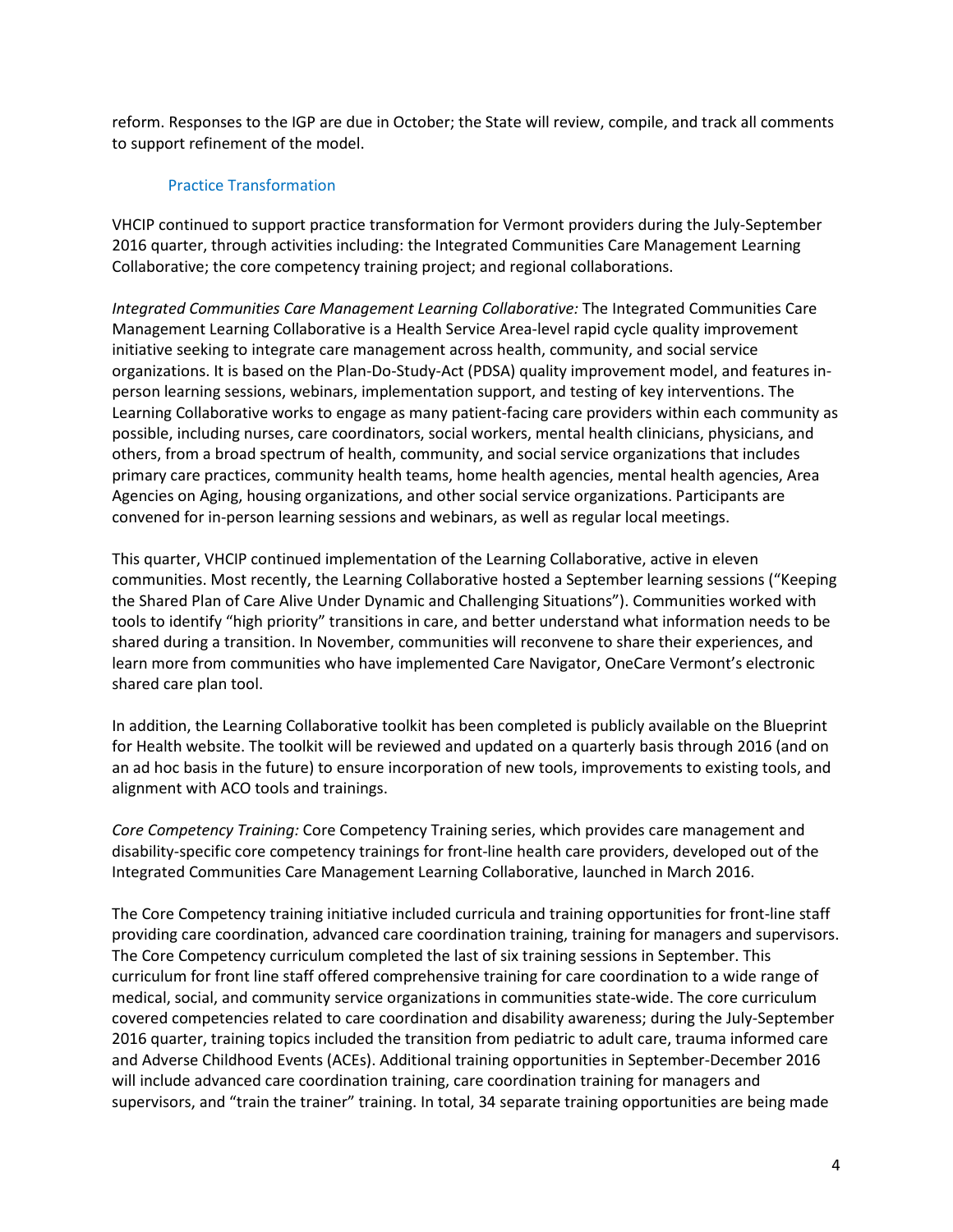reform. Responses to the IGP are due in October; the State will review, compile, and track all comments to support refinement of the model.

### Practice Transformation

VHCIP continued to support practice transformation for Vermont providers during the July-September 2016 quarter, through activities including: the Integrated Communities Care Management Learning Collaborative; the core competency training project; and regional collaborations.

*Integrated Communities Care Management Learning Collaborative:* The Integrated Communities Care Management Learning Collaborative is a Health Service Area-level rapid cycle quality improvement initiative seeking to integrate care management across health, community, and social service organizations. It is based on the Plan-Do-Study-Act (PDSA) quality improvement model, and features in-person learning sessions, webinars, implementation support, and testing of key interventions. The Learning Collaborative works to engage as many patient-facing care providers within each community as possible, including nurses, care coordinators, social workers, mental health clinicians, physicians, and others, from a broad spectrum of health, community, and social service organizations that includes primary care practices, community health teams, home health agencies, mental health agencies, Area Agencies on Aging, housing organizations, and other social service organizations. Participants are convened for in-person learning sessions and webinars, as well as regular local meetings.

This quarter, VHCIP continued implementation of the Learning Collaborative, active in eleven communities. Most recently, the Learning Collaborative hosted a September learning sessions ("Keeping the Shared Plan of Care Alive Under Dynamic and Challenging Situations"). Communities worked with tools to identify "high priority" transitions in care, and better understand what information needs to be shared during a transition. In November, communities will reconvene to share their experiences, and learn more from communities who have implemented Care Navigator, OneCare Vermont's electronic shared care plan tool.

In addition, the Learning Collaborative toolkit has been completed is publicly available on the Blueprint for Health website. The toolkit will be reviewed and updated on a quarterly basis through 2016 (and on an ad hoc basis in the future) to ensure incorporation of new tools, improvements to existing tools, and alignment with ACO tools and trainings.

*Core Competency Training:* Core Competency Training series, which provides care management and disability-specific core competency trainings for front-line health care providers, developed out of the Integrated Communities Care Management Learning Collaborative, launched in March 2016.

The Core Competency training initiative included curricula and training opportunities for front-line staff providing care coordination, advanced care coordination training, training for managers and supervisors. The Core Competency curriculum completed the last of six training sessions in September. This curriculum for front line staff offered comprehensive training for care coordination to a wide range of medical, social, and community service organizations in communities state-wide. The core curriculum covered competencies related to care coordination and disability awareness; during the July-September 2016 quarter, training topics included the transition from pediatric to adult care, trauma informed care and Adverse Childhood Events (ACEs). Additional training opportunities in September-December 2016 will include advanced care coordination training, care coordination training for managers and supervisors, and "train the trainer" training. In total, 34 separate training opportunities are being made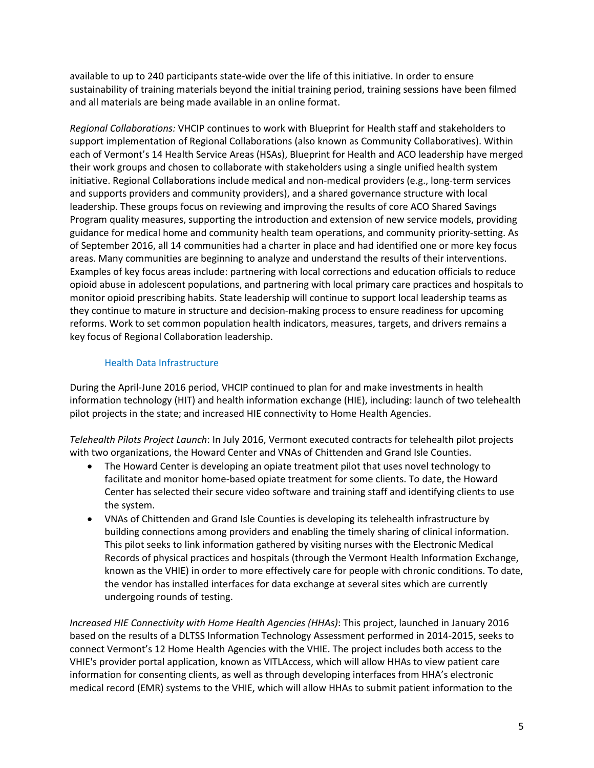available to up to 240 participants state-wide over the life of this initiative. In order to ensure sustainability of training materials beyond the initial training period, training sessions have been filmed and all materials are being made available in an online format.

*Regional Collaborations:* VHCIP continues to work with Blueprint for Health staff and stakeholders to support implementation of Regional Collaborations (also known as Community Collaboratives). Within each of Vermont's 14 Health Service Areas (HSAs), Blueprint for Health and ACO leadership have merged their work groups and chosen to collaborate with stakeholders using a single unified health system initiative. Regional Collaborations include medical and non-medical providers (e.g., long-term services and supports providers and community providers), and a shared governance structure with local leadership. These groups focus on reviewing and improving the results of core ACO Shared Savings Program quality measures, supporting the introduction and extension of new service models, providing guidance for medical home and community health team operations, and community priority-setting. As of September 2016, all 14 communities had a charter in place and had identified one or more key focus areas. Many communities are beginning to analyze and understand the results of their interventions. Examples of key focus areas include: partnering with local corrections and education officials to reduce opioid abuse in adolescent populations, and partnering with local primary care practices and hospitals to monitor opioid prescribing habits. State leadership will continue to support local leadership teams as they continue to mature in structure and decision-making process to ensure readiness for upcoming reforms. Work to set common population health indicators, measures, targets, and drivers remains a key focus of Regional Collaboration leadership.

### Health Data Infrastructure

During the April-June 2016 period, VHCIP continued to plan for and make investments in health information technology (HIT) and health information exchange (HIE), including: launch of two telehealth pilot projects in the state; and increased HIE connectivity to Home Health Agencies.

*Telehealth Pilots Project Launch*: In July 2016, Vermont executed contracts for telehealth pilot projects with two organizations, the Howard Center and VNAs of Chittenden and Grand Isle Counties.

- The Howard Center is developing an opiate treatment pilot that uses novel technology to facilitate and monitor home-based opiate treatment for some clients. To date, the Howard Center has selected their secure video software and training staff and identifying clients to use the system.
- VNAs of Chittenden and Grand Isle Counties is developing its telehealth infrastructure by building connections among providers and enabling the timely sharing of clinical information. This pilot seeks to link information gathered by visiting nurses with the Electronic Medical Records of physical practices and hospitals (through the Vermont Health Information Exchange, known as the VHIE) in order to more effectively care for people with chronic conditions. To date, the vendor has installed interfaces for data exchange at several sites which are currently undergoing rounds of testing.

*Increased HIE Connectivity with Home Health Agencies (HHAs)*: This project, launched in January 2016 based on the results of a DLTSS Information Technology Assessment performed in 2014-2015, seeks to connect Vermont's 12 Home Health Agencies with the VHIE. The project includes both access to the VHIE's provider portal application, known as VITLAccess, which will allow HHAs to view patient care information for consenting clients, as well as through developing interfaces from HHA's electronic medical record (EMR) systems to the VHIE, which will allow HHAs to submit patient information to the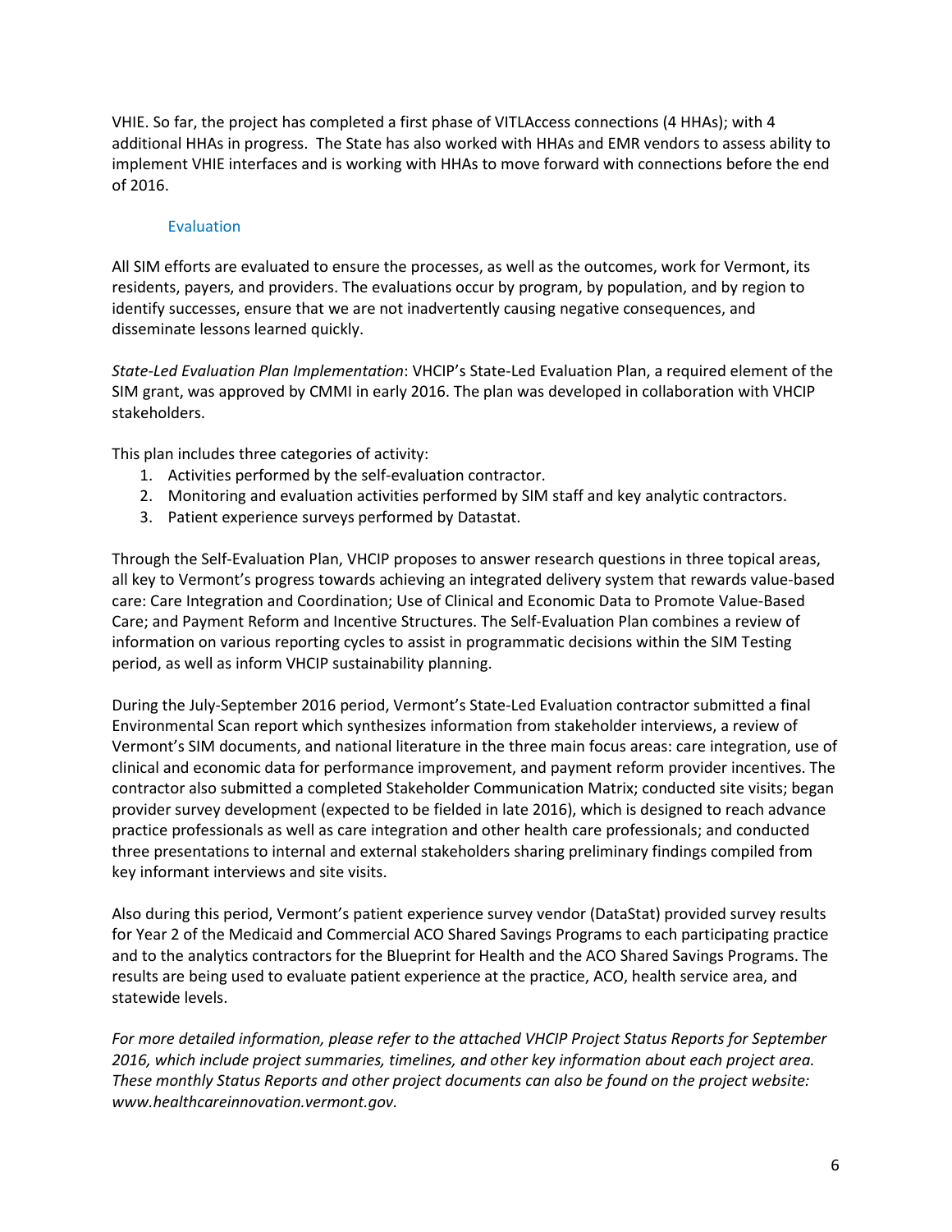VHIE. So far, the project has completed a first phase of VITLAccess connections (4 HHAs); with 4 additional HHAs in progress. The State has also worked with HHAs and EMR vendors to assess ability to implement VHIE interfaces and is working with HHAs to move forward with connections before the end of 2016.

### Evaluation

All SIM efforts are evaluated to ensure the processes, as well as the outcomes, work for Vermont, its residents, payers, and providers. The evaluations occur by program, by population, and by region to identify successes, ensure that we are not inadvertently causing negative consequences, and disseminate lessons learned quickly.

*State-Led Evaluation Plan Implementation*: VHCIP's State-Led Evaluation Plan, a required element of the SIM grant, was approved by CMMI in early 2016. The plan was developed in collaboration with VHCIP stakeholders.

This plan includes three categories of activity:

1. Activities performed by the self-evaluation contractor.
2. Monitoring and evaluation activities performed by SIM staff and key analytic contractors.
3. Patient experience surveys performed by Datastat.

Through the Self-Evaluation Plan, VHCIP proposes to answer research questions in three topical areas, all key to Vermont's progress towards achieving an integrated delivery system that rewards value-based care: Care Integration and Coordination; Use of Clinical and Economic Data to Promote Value-Based Care; and Payment Reform and Incentive Structures. The Self-Evaluation Plan combines a review of information on various reporting cycles to assist in programmatic decisions within the SIM Testing period, as well as inform VHCIP sustainability planning.

During the July-September 2016 period, Vermont's State-Led Evaluation contractor submitted a final Environmental Scan report which synthesizes information from stakeholder interviews, a review of Vermont's SIM documents, and national literature in the three main focus areas: care integration, use of clinical and economic data for performance improvement, and payment reform provider incentives. The contractor also submitted a completed Stakeholder Communication Matrix; conducted site visits; began provider survey development (expected to be fielded in late 2016), which is designed to reach advance practice professionals as well as care integration and other health care professionals; and conducted three presentations to internal and external stakeholders sharing preliminary findings compiled from key informant interviews and site visits.

Also during this period, Vermont's patient experience survey vendor (DataStat) provided survey results for Year 2 of the Medicaid and Commercial ACO Shared Savings Programs to each participating practice and to the analytics contractors for the Blueprint for Health and the ACO Shared Savings Programs. The results are being used to evaluate patient experience at the practice, ACO, health service area, and statewide levels.

*For more detailed information, please refer to the attached VHCIP Project Status Reports for September 2016, which include project summaries, timelines, and other key information about each project area. These monthly Status Reports and other project documents can also be found on the project website: www.healthcareinnovation.vermont.gov.*